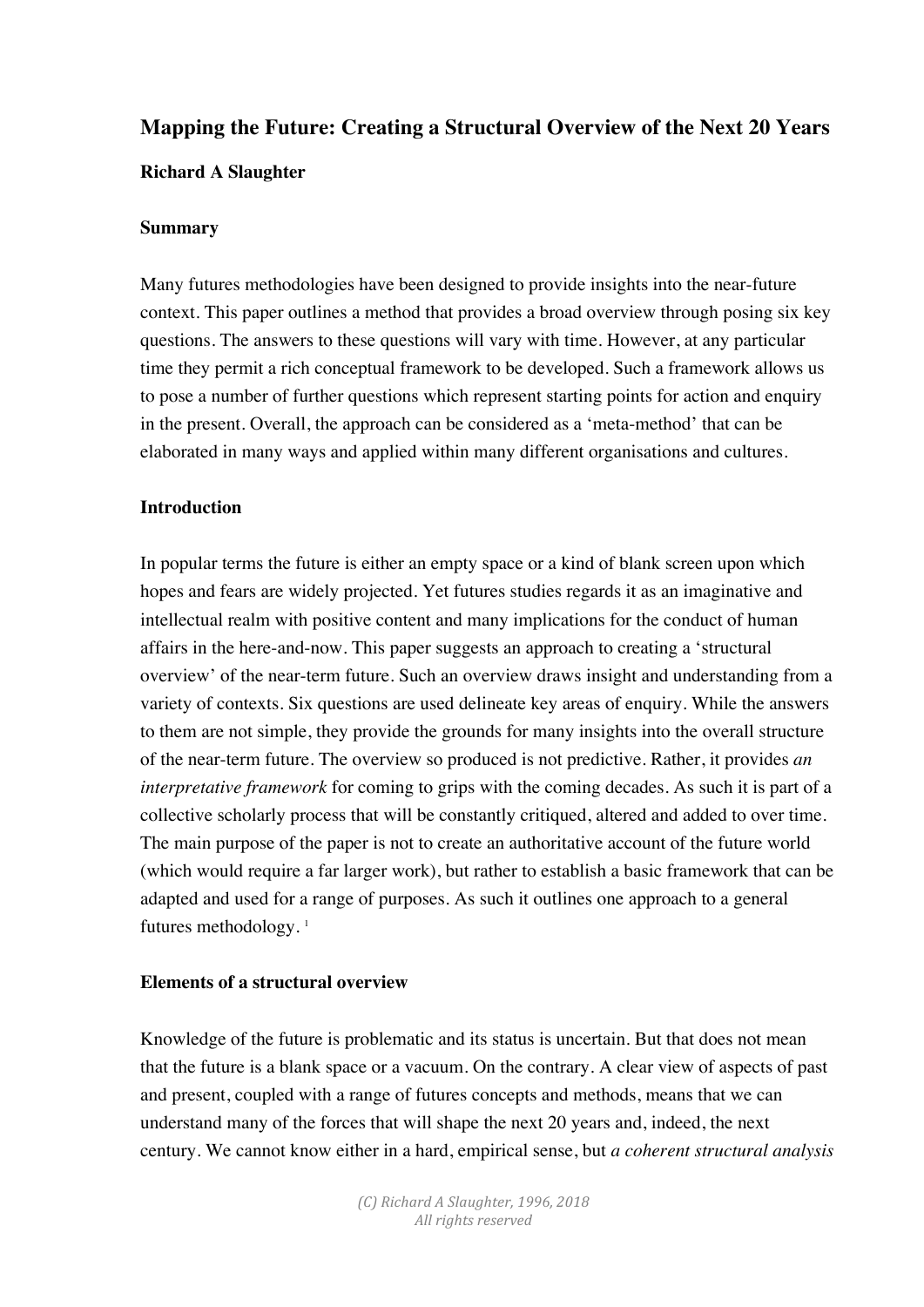# Mapping the Future: Creating a Structural Overview of the Next 20 Years

**Richard A Slaughter**

## Summary

Many futures methodologies have been designed to provide insights into the near-future context. This paper outlines a method that provides a broad overview through posing six key questions. The answers to these questions will vary with time. However, at any particular time they permit a rich conceptual framework to be developed. Such a framework allows us to pose a number of further questions which represent starting points for action and enquiry in the present. Overall, the approach can be considered as a 'meta-method' that can be elaborated in many ways and applied within many different organisations and cultures.

## Introduction

In popular terms the future is either an empty space or a kind of blank screen upon which hopes and fears are widely projected. Yet futures studies regards it as an imaginative and intellectual realm with positive content and many implications for the conduct of human affairs in the here-and-now. This paper suggests an approach to creating a 'structural overview' of the near-term future. Such an overview draws insight and understanding from a variety of contexts. Six questions are used delineate key areas of enquiry. While the answers to them are not simple, they provide the grounds for many insights into the overall structure of the near-term future. The overview so produced is not predictive. Rather, it provides *an interpretative framework* for coming to grips with the coming decades. As such it is part of a collective scholarly process that will be constantly critiqued, altered and added to over time. The main purpose of the paper is not to create an authoritative account of the future world (which would require a far larger work), but rather to establish a basic framework that can be adapted and used for a range of purposes. As such it outlines one approach to a general futures methodology. [1]

## Elements of a structural overview

Knowledge of the future is problematic and its status is uncertain. But that does not mean that the future is a blank space or a vacuum. On the contrary. A clear view of aspects of past and present, coupled with a range of futures concepts and methods, means that we can understand many of the forces that will shape the next 20 years and, indeed, the next century. We cannot know either in a hard, empirical sense, but *a coherent structural analysis*

*(C) Richard A Slaughter, 1996, 2018*
*All rights reserved*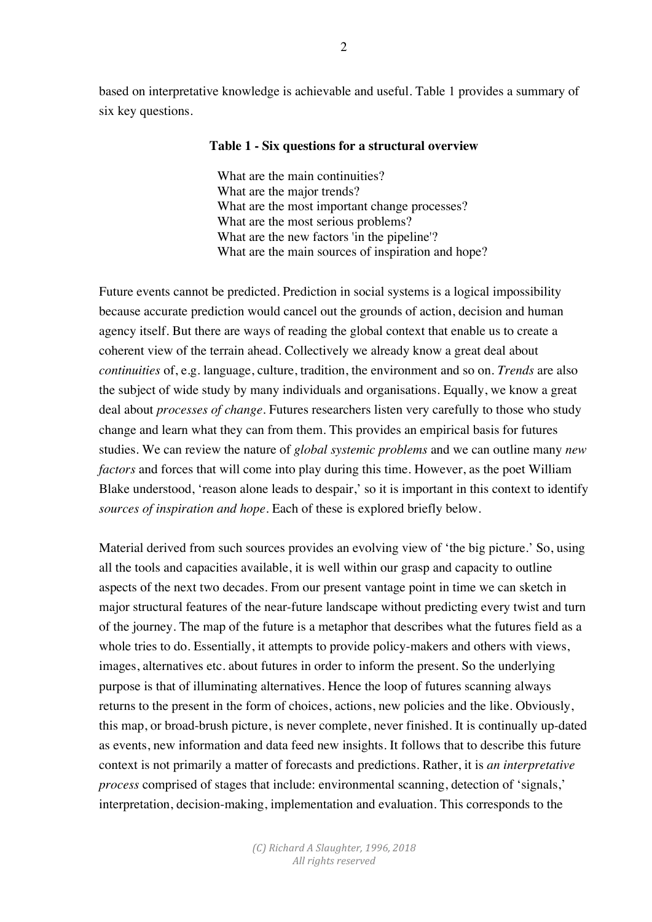based on interpretative knowledge is achievable and useful. Table 1 provides a summary of six key questions.

**Table 1 - Six questions for a structural overview**

What are the main continuities?
What are the major trends?
What are the most important change processes?
What are the most serious problems?
What are the new factors 'in the pipeline'?
What are the main sources of inspiration and hope?

Future events cannot be predicted. Prediction in social systems is a logical impossibility because accurate prediction would cancel out the grounds of action, decision and human agency itself. But there are ways of reading the global context that enable us to create a coherent view of the terrain ahead. Collectively we already know a great deal about *continuities* of, e.g. language, culture, tradition, the environment and so on. *Trends* are also the subject of wide study by many individuals and organisations. Equally, we know a great deal about *processes of change*. Futures researchers listen very carefully to those who study change and learn what they can from them. This provides an empirical basis for futures studies. We can review the nature of *global systemic problems* and we can outline many *new factors* and forces that will come into play during this time. However, as the poet William Blake understood, 'reason alone leads to despair,' so it is important in this context to identify *sources of inspiration and hope*. Each of these is explored briefly below.

Material derived from such sources provides an evolving view of 'the big picture.' So, using all the tools and capacities available, it is well within our grasp and capacity to outline aspects of the next two decades. From our present vantage point in time we can sketch in major structural features of the near-future landscape without predicting every twist and turn of the journey. The map of the future is a metaphor that describes what the futures field as a whole tries to do. Essentially, it attempts to provide policy-makers and others with views, images, alternatives etc. about futures in order to inform the present. So the underlying purpose is that of illuminating alternatives. Hence the loop of futures scanning always returns to the present in the form of choices, actions, new policies and the like. Obviously, this map, or broad-brush picture, is never complete, never finished. It is continually up-dated as events, new information and data feed new insights. It follows that to describe this future context is not primarily a matter of forecasts and predictions. Rather, it is *an interpretative process* comprised of stages that include: environmental scanning, detection of 'signals,' interpretation, decision-making, implementation and evaluation. This corresponds to the

*(C) Richard A Slaughter, 1996, 2018*
*All rights reserved*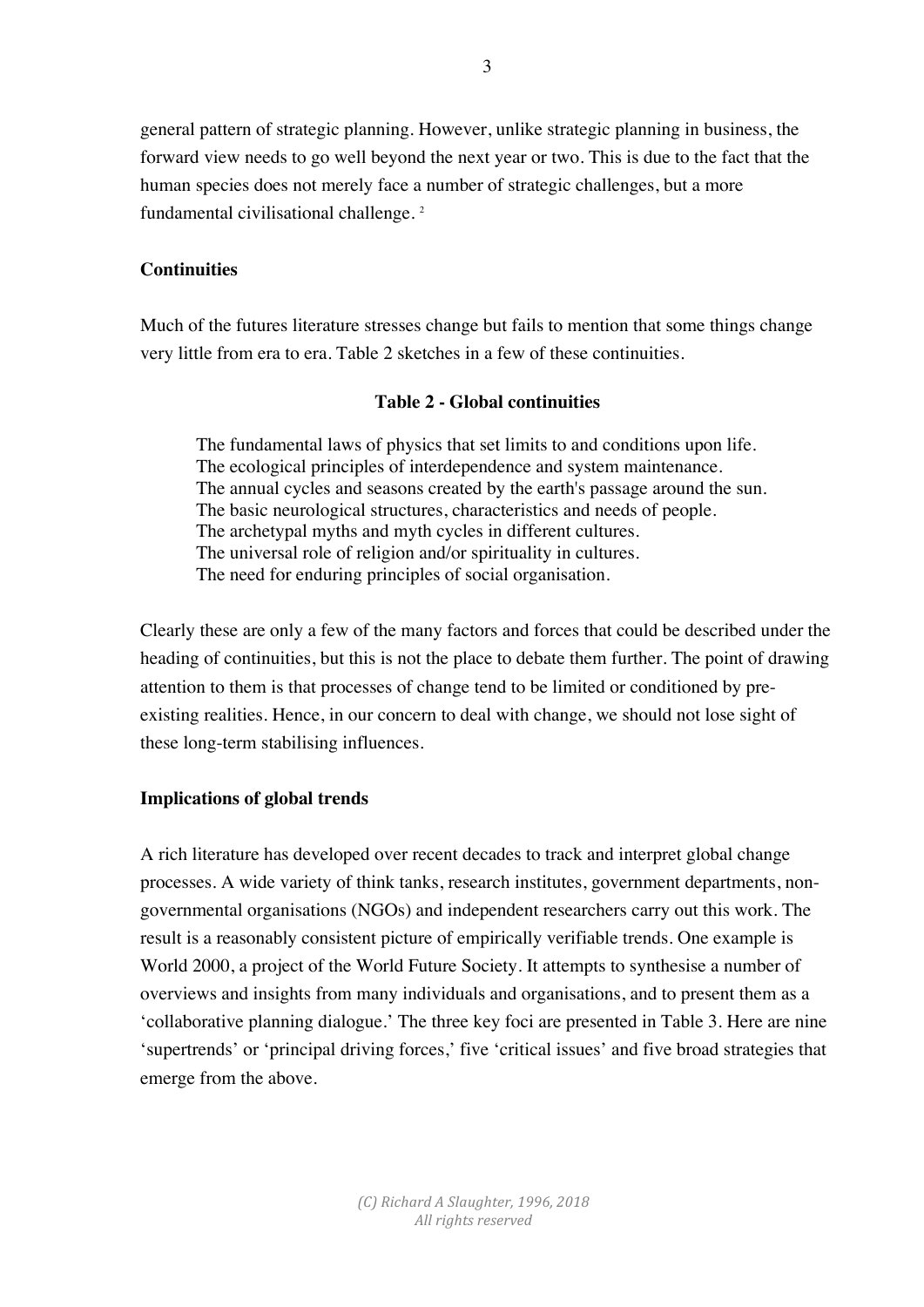general pattern of strategic planning. However, unlike strategic planning in business, the forward view needs to go well beyond the next year or two. This is due to the fact that the human species does not merely face a number of strategic challenges, but a more fundamental civilisational challenge. [2]

## Continuities

Much of the futures literature stresses change but fails to mention that some things change very little from era to era. Table 2 sketches in a few of these continuities.

**Table 2 - Global continuities**

The fundamental laws of physics that set limits to and conditions upon life.
The ecological principles of interdependence and system maintenance.
The annual cycles and seasons created by the earth's passage around the sun.
The basic neurological structures, characteristics and needs of people.
The archetypal myths and myth cycles in different cultures.
The universal role of religion and/or spirituality in cultures.
The need for enduring principles of social organisation.

Clearly these are only a few of the many factors and forces that could be described under the heading of continuities, but this is not the place to debate them further. The point of drawing attention to them is that processes of change tend to be limited or conditioned by pre-existing realities. Hence, in our concern to deal with change, we should not lose sight of these long-term stabilising influences.

## Implications of global trends

A rich literature has developed over recent decades to track and interpret global change processes. A wide variety of think tanks, research institutes, government departments, non-governmental organisations (NGOs) and independent researchers carry out this work. The result is a reasonably consistent picture of empirically verifiable trends. One example is World 2000, a project of the World Future Society. It attempts to synthesise a number of overviews and insights from many individuals and organisations, and to present them as a 'collaborative planning dialogue.' The three key foci are presented in Table 3. Here are nine 'supertrends' or 'principal driving forces,' five 'critical issues' and five broad strategies that emerge from the above.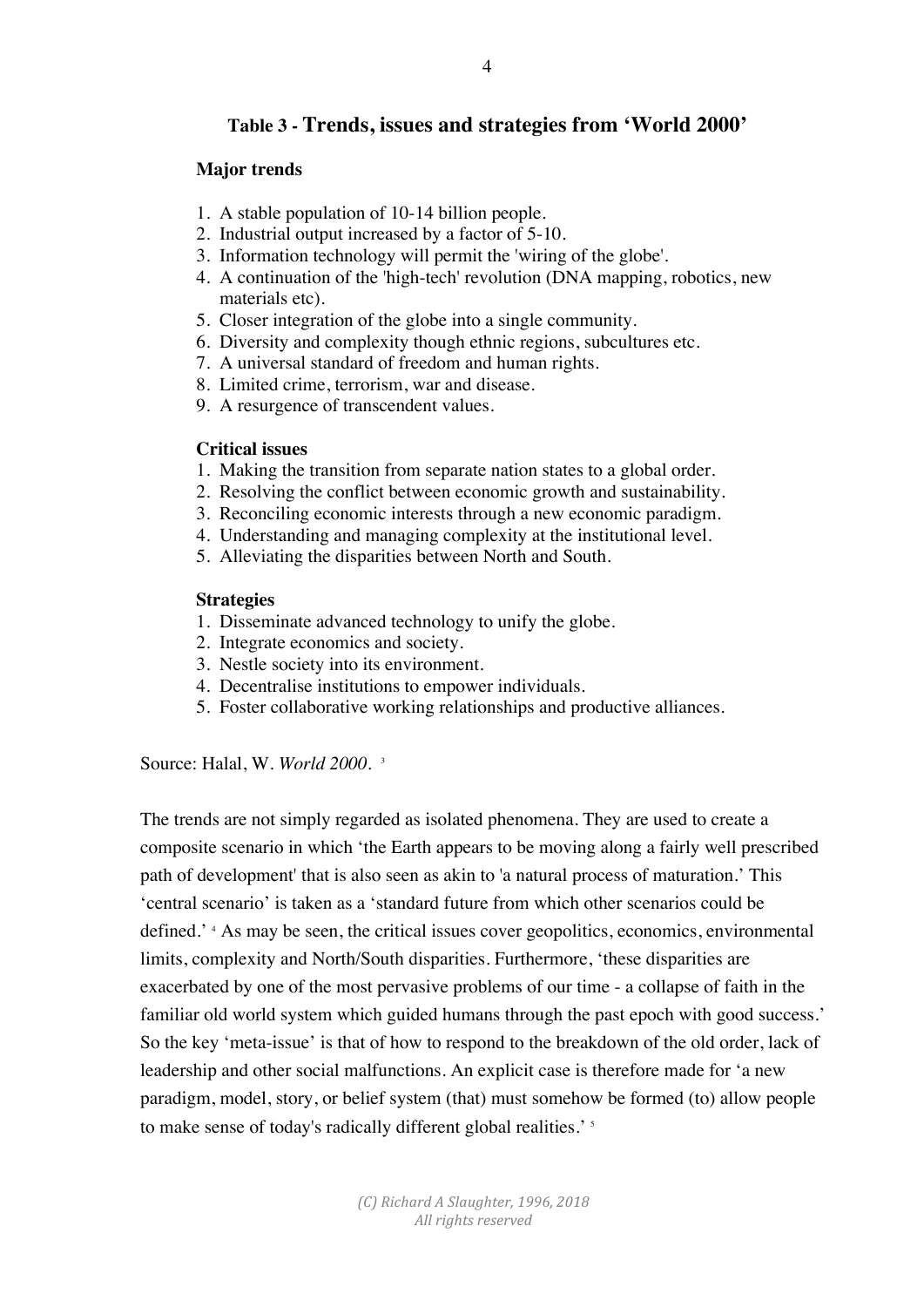## Table 3 - Trends, issues and strategies from 'World 2000'

**Major trends**

1. A stable population of 10-14 billion people.
2. Industrial output increased by a factor of 5-10.
3. Information technology will permit the 'wiring of the globe'.
4. A continuation of the 'high-tech' revolution (DNA mapping, robotics, new materials etc).
5. Closer integration of the globe into a single community.
6. Diversity and complexity though ethnic regions, subcultures etc.
7. A universal standard of freedom and human rights.
8. Limited crime, terrorism, war and disease.
9. A resurgence of transcendent values.

**Critical issues**

1. Making the transition from separate nation states to a global order.
2. Resolving the conflict between economic growth and sustainability.
3. Reconciling economic interests through a new economic paradigm.
4. Understanding and managing complexity at the institutional level.
5. Alleviating the disparities between North and South.

**Strategies**

1. Disseminate advanced technology to unify the globe.
2. Integrate economics and society.
3. Nestle society into its environment.
4. Decentralise institutions to empower individuals.
5. Foster collaborative working relationships and productive alliances.

Source: Halal, W. *World 2000*. [3]

The trends are not simply regarded as isolated phenomena. They are used to create a composite scenario in which 'the Earth appears to be moving along a fairly well prescribed path of development' that is also seen as akin to 'a natural process of maturation.' This 'central scenario' is taken as a 'standard future from which other scenarios could be defined.' [4] As may be seen, the critical issues cover geopolitics, economics, environmental limits, complexity and North/South disparities. Furthermore, 'these disparities are exacerbated by one of the most pervasive problems of our time - a collapse of faith in the familiar old world system which guided humans through the past epoch with good success.' So the key 'meta-issue' is that of how to respond to the breakdown of the old order, lack of leadership and other social malfunctions. An explicit case is therefore made for 'a new paradigm, model, story, or belief system (that) must somehow be formed (to) allow people to make sense of today's radically different global realities.' [5]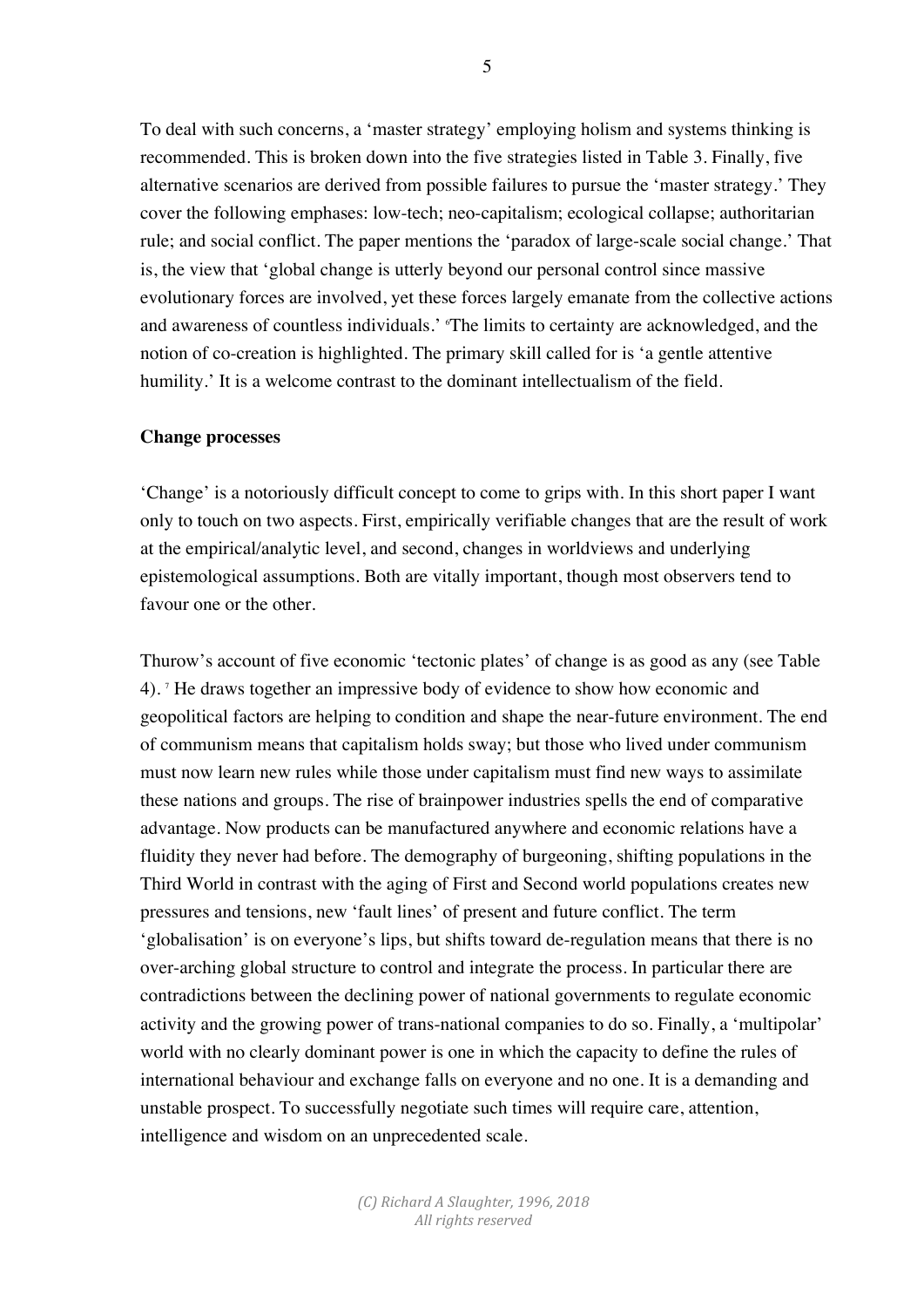To deal with such concerns, a 'master strategy' employing holism and systems thinking is recommended. This is broken down into the five strategies listed in Table 3. Finally, five alternative scenarios are derived from possible failures to pursue the 'master strategy.' They cover the following emphases: low-tech; neo-capitalism; ecological collapse; authoritarian rule; and social conflict. The paper mentions the 'paradox of large-scale social change.' That is, the view that 'global change is utterly beyond our personal control since massive evolutionary forces are involved, yet these forces largely emanate from the collective actions and awareness of countless individuals.' [6] The limits to certainty are acknowledged, and the notion of co-creation is highlighted. The primary skill called for is 'a gentle attentive humility.' It is a welcome contrast to the dominant intellectualism of the field.

**Change processes**

'Change' is a notoriously difficult concept to come to grips with. In this short paper I want only to touch on two aspects. First, empirically verifiable changes that are the result of work at the empirical/analytic level, and second, changes in worldviews and underlying epistemological assumptions. Both are vitally important, though most observers tend to favour one or the other.

Thurow's account of five economic 'tectonic plates' of change is as good as any (see Table 4). [7] He draws together an impressive body of evidence to show how economic and geopolitical factors are helping to condition and shape the near-future environment. The end of communism means that capitalism holds sway; but those who lived under communism must now learn new rules while those under capitalism must find new ways to assimilate these nations and groups. The rise of brainpower industries spells the end of comparative advantage. Now products can be manufactured anywhere and economic relations have a fluidity they never had before. The demography of burgeoning, shifting populations in the Third World in contrast with the aging of First and Second world populations creates new pressures and tensions, new 'fault lines' of present and future conflict. The term 'globalisation' is on everyone's lips, but shifts toward de-regulation means that there is no over-arching global structure to control and integrate the process. In particular there are contradictions between the declining power of national governments to regulate economic activity and the growing power of trans-national companies to do so. Finally, a 'multipolar' world with no clearly dominant power is one in which the capacity to define the rules of international behaviour and exchange falls on everyone and no one. It is a demanding and unstable prospect. To successfully negotiate such times will require care, attention, intelligence and wisdom on an unprecedented scale.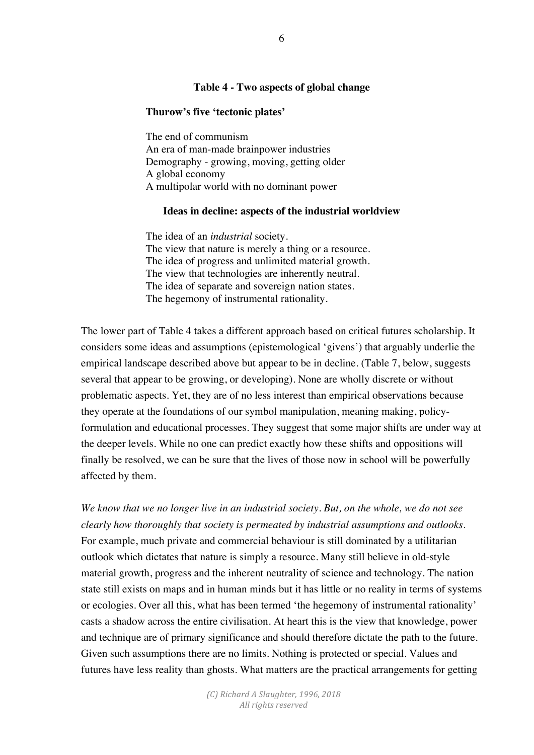**Table 4 - Two aspects of global change**

**Thurow's five 'tectonic plates'**

The end of communism
An era of man-made brainpower industries
Demography - growing, moving, getting older
A global economy
A multipolar world with no dominant power

**Ideas in decline: aspects of the industrial worldview**

The idea of an *industrial* society.
The view that nature is merely a thing or a resource.
The idea of progress and unlimited material growth.
The view that technologies are inherently neutral.
The idea of separate and sovereign nation states.
The hegemony of instrumental rationality.

The lower part of Table 4 takes a different approach based on critical futures scholarship. It considers some ideas and assumptions (epistemological 'givens') that arguably underlie the empirical landscape described above but appear to be in decline. (Table 7, below, suggests several that appear to be growing, or developing). None are wholly discrete or without problematic aspects. Yet, they are of no less interest than empirical observations because they operate at the foundations of our symbol manipulation, meaning making, policy-formulation and educational processes. They suggest that some major shifts are under way at the deeper levels. While no one can predict exactly how these shifts and oppositions will finally be resolved, we can be sure that the lives of those now in school will be powerfully affected by them.

*We know that we no longer live in an industrial society. But, on the whole, we do not see clearly how thoroughly that society is permeated by industrial assumptions and outlooks.* For example, much private and commercial behaviour is still dominated by a utilitarian outlook which dictates that nature is simply a resource. Many still believe in old-style material growth, progress and the inherent neutrality of science and technology. The nation state still exists on maps and in human minds but it has little or no reality in terms of systems or ecologies. Over all this, what has been termed 'the hegemony of instrumental rationality' casts a shadow across the entire civilisation. At heart this is the view that knowledge, power and technique are of primary significance and should therefore dictate the path to the future. Given such assumptions there are no limits. Nothing is protected or special. Values and futures have less reality than ghosts. What matters are the practical arrangements for getting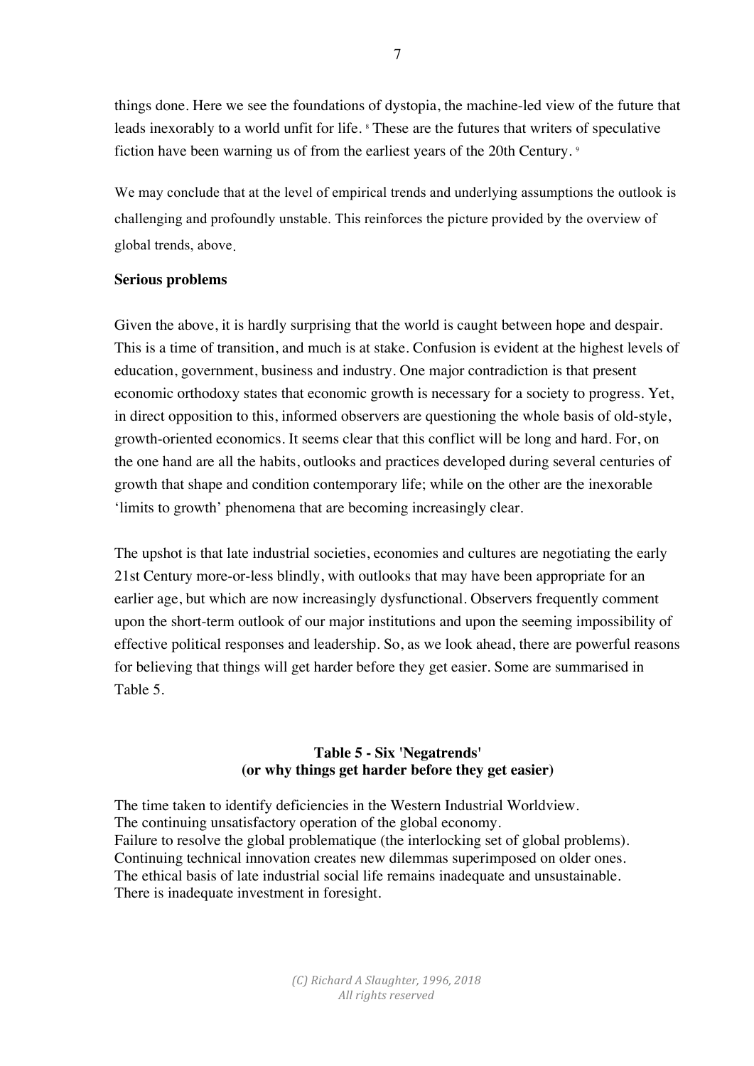things done. Here we see the foundations of dystopia, the machine-led view of the future that leads inexorably to a world unfit for life. [8] These are the futures that writers of speculative fiction have been warning us of from the earliest years of the 20th Century. [9]

We may conclude that at the level of empirical trends and underlying assumptions the outlook is challenging and profoundly unstable. This reinforces the picture provided by the overview of global trends, above.

**Serious problems**

Given the above, it is hardly surprising that the world is caught between hope and despair. This is a time of transition, and much is at stake. Confusion is evident at the highest levels of education, government, business and industry. One major contradiction is that present economic orthodoxy states that economic growth is necessary for a society to progress. Yet, in direct opposition to this, informed observers are questioning the whole basis of old-style, growth-oriented economics. It seems clear that this conflict will be long and hard. For, on the one hand are all the habits, outlooks and practices developed during several centuries of growth that shape and condition contemporary life; while on the other are the inexorable 'limits to growth' phenomena that are becoming increasingly clear.

The upshot is that late industrial societies, economies and cultures are negotiating the early 21st Century more-or-less blindly, with outlooks that may have been appropriate for an earlier age, but which are now increasingly dysfunctional. Observers frequently comment upon the short-term outlook of our major institutions and upon the seeming impossibility of effective political responses and leadership. So, as we look ahead, there are powerful reasons for believing that things will get harder before they get easier. Some are summarised in Table 5.

**Table 5 - Six 'Negatrends'**
**(or why things get harder before they get easier)**

The time taken to identify deficiencies in the Western Industrial Worldview.
The continuing unsatisfactory operation of the global economy.
Failure to resolve the global problematique (the interlocking set of global problems).
Continuing technical innovation creates new dilemmas superimposed on older ones.
The ethical basis of late industrial social life remains inadequate and unsustainable.
There is inadequate investment in foresight.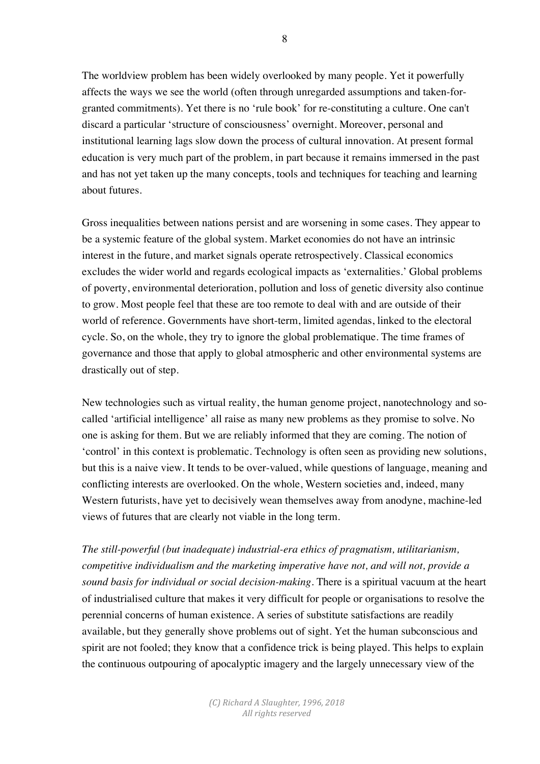The worldview problem has been widely overlooked by many people. Yet it powerfully affects the ways we see the world (often through unregarded assumptions and taken-for-granted commitments). Yet there is no 'rule book' for re-constituting a culture. One can't discard a particular 'structure of consciousness' overnight. Moreover, personal and institutional learning lags slow down the process of cultural innovation. At present formal education is very much part of the problem, in part because it remains immersed in the past and has not yet taken up the many concepts, tools and techniques for teaching and learning about futures.

Gross inequalities between nations persist and are worsening in some cases. They appear to be a systemic feature of the global system. Market economies do not have an intrinsic interest in the future, and market signals operate retrospectively. Classical economics excludes the wider world and regards ecological impacts as 'externalities.' Global problems of poverty, environmental deterioration, pollution and loss of genetic diversity also continue to grow. Most people feel that these are too remote to deal with and are outside of their world of reference. Governments have short-term, limited agendas, linked to the electoral cycle. So, on the whole, they try to ignore the global problematique. The time frames of governance and those that apply to global atmospheric and other environmental systems are drastically out of step.

New technologies such as virtual reality, the human genome project, nanotechnology and so-called 'artificial intelligence' all raise as many new problems as they promise to solve. No one is asking for them. But we are reliably informed that they are coming. The notion of 'control' in this context is problematic. Technology is often seen as providing new solutions, but this is a naive view. It tends to be over-valued, while questions of language, meaning and conflicting interests are overlooked. On the whole, Western societies and, indeed, many Western futurists, have yet to decisively wean themselves away from anodyne, machine-led views of futures that are clearly not viable in the long term.

*The still-powerful (but inadequate) industrial-era ethics of pragmatism, utilitarianism, competitive individualism and the marketing imperative have not, and will not, provide a sound basis for individual or social decision-making.* There is a spiritual vacuum at the heart of industrialised culture that makes it very difficult for people or organisations to resolve the perennial concerns of human existence. A series of substitute satisfactions are readily available, but they generally shove problems out of sight. Yet the human subconscious and spirit are not fooled; they know that a confidence trick is being played. This helps to explain the continuous outpouring of apocalyptic imagery and the largely unnecessary view of the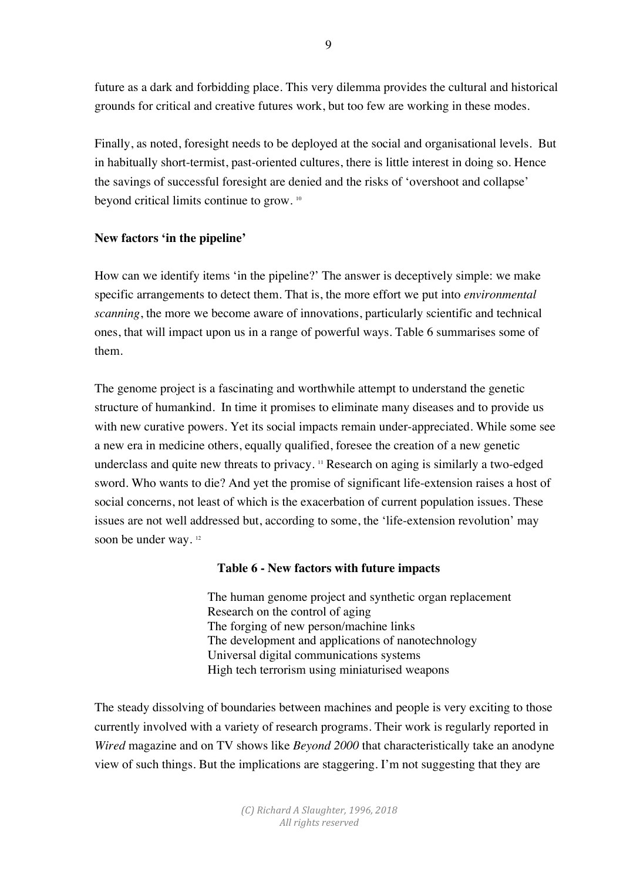future as a dark and forbidding place. This very dilemma provides the cultural and historical grounds for critical and creative futures work, but too few are working in these modes.

Finally, as noted, foresight needs to be deployed at the social and organisational levels. But in habitually short-termist, past-oriented cultures, there is little interest in doing so. Hence the savings of successful foresight are denied and the risks of 'overshoot and collapse' beyond critical limits continue to grow. [10]

**New factors 'in the pipeline'**

How can we identify items 'in the pipeline?' The answer is deceptively simple: we make specific arrangements to detect them. That is, the more effort we put into *environmental scanning*, the more we become aware of innovations, particularly scientific and technical ones, that will impact upon us in a range of powerful ways. Table 6 summarises some of them.

The genome project is a fascinating and worthwhile attempt to understand the genetic structure of humankind. In time it promises to eliminate many diseases and to provide us with new curative powers. Yet its social impacts remain under-appreciated. While some see a new era in medicine others, equally qualified, foresee the creation of a new genetic underclass and quite new threats to privacy. [11] Research on aging is similarly a two-edged sword. Who wants to die? And yet the promise of significant life-extension raises a host of social concerns, not least of which is the exacerbation of current population issues. These issues are not well addressed but, according to some, the 'life-extension revolution' may soon be under way. [12]

**Table 6 - New factors with future impacts**

The human genome project and synthetic organ replacement
Research on the control of aging
The forging of new person/machine links
The development and applications of nanotechnology
Universal digital communications systems
High tech terrorism using miniaturised weapons

The steady dissolving of boundaries between machines and people is very exciting to those currently involved with a variety of research programs. Their work is regularly reported in *Wired* magazine and on TV shows like *Beyond 2000* that characteristically take an anodyne view of such things. But the implications are staggering. I'm not suggesting that they are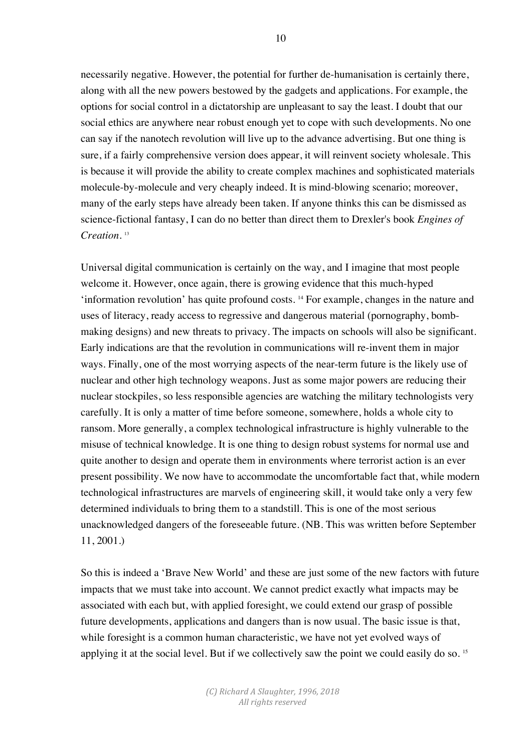necessarily negative. However, the potential for further de-humanisation is certainly there, along with all the new powers bestowed by the gadgets and applications. For example, the options for social control in a dictatorship are unpleasant to say the least. I doubt that our social ethics are anywhere near robust enough yet to cope with such developments. No one can say if the nanotech revolution will live up to the advance advertising. But one thing is sure, if a fairly comprehensive version does appear, it will reinvent society wholesale. This is because it will provide the ability to create complex machines and sophisticated materials molecule-by-molecule and very cheaply indeed. It is mind-blowing scenario; moreover, many of the early steps have already been taken. If anyone thinks this can be dismissed as science-fictional fantasy, I can do no better than direct them to Drexler's book *Engines of Creation*. [13]

Universal digital communication is certainly on the way, and I imagine that most people welcome it. However, once again, there is growing evidence that this much-hyped 'information revolution' has quite profound costs. [14] For example, changes in the nature and uses of literacy, ready access to regressive and dangerous material (pornography, bomb-making designs) and new threats to privacy. The impacts on schools will also be significant. Early indications are that the revolution in communications will re-invent them in major ways. Finally, one of the most worrying aspects of the near-term future is the likely use of nuclear and other high technology weapons. Just as some major powers are reducing their nuclear stockpiles, so less responsible agencies are watching the military technologists very carefully. It is only a matter of time before someone, somewhere, holds a whole city to ransom. More generally, a complex technological infrastructure is highly vulnerable to the misuse of technical knowledge. It is one thing to design robust systems for normal use and quite another to design and operate them in environments where terrorist action is an ever present possibility. We now have to accommodate the uncomfortable fact that, while modern technological infrastructures are marvels of engineering skill, it would take only a very few determined individuals to bring them to a standstill. This is one of the most serious unacknowledged dangers of the foreseeable future. (NB. This was written before September 11, 2001.)

So this is indeed a 'Brave New World' and these are just some of the new factors with future impacts that we must take into account. We cannot predict exactly what impacts may be associated with each but, with applied foresight, we could extend our grasp of possible future developments, applications and dangers than is now usual. The basic issue is that, while foresight is a common human characteristic, we have not yet evolved ways of applying it at the social level. But if we collectively saw the point we could easily do so. [15]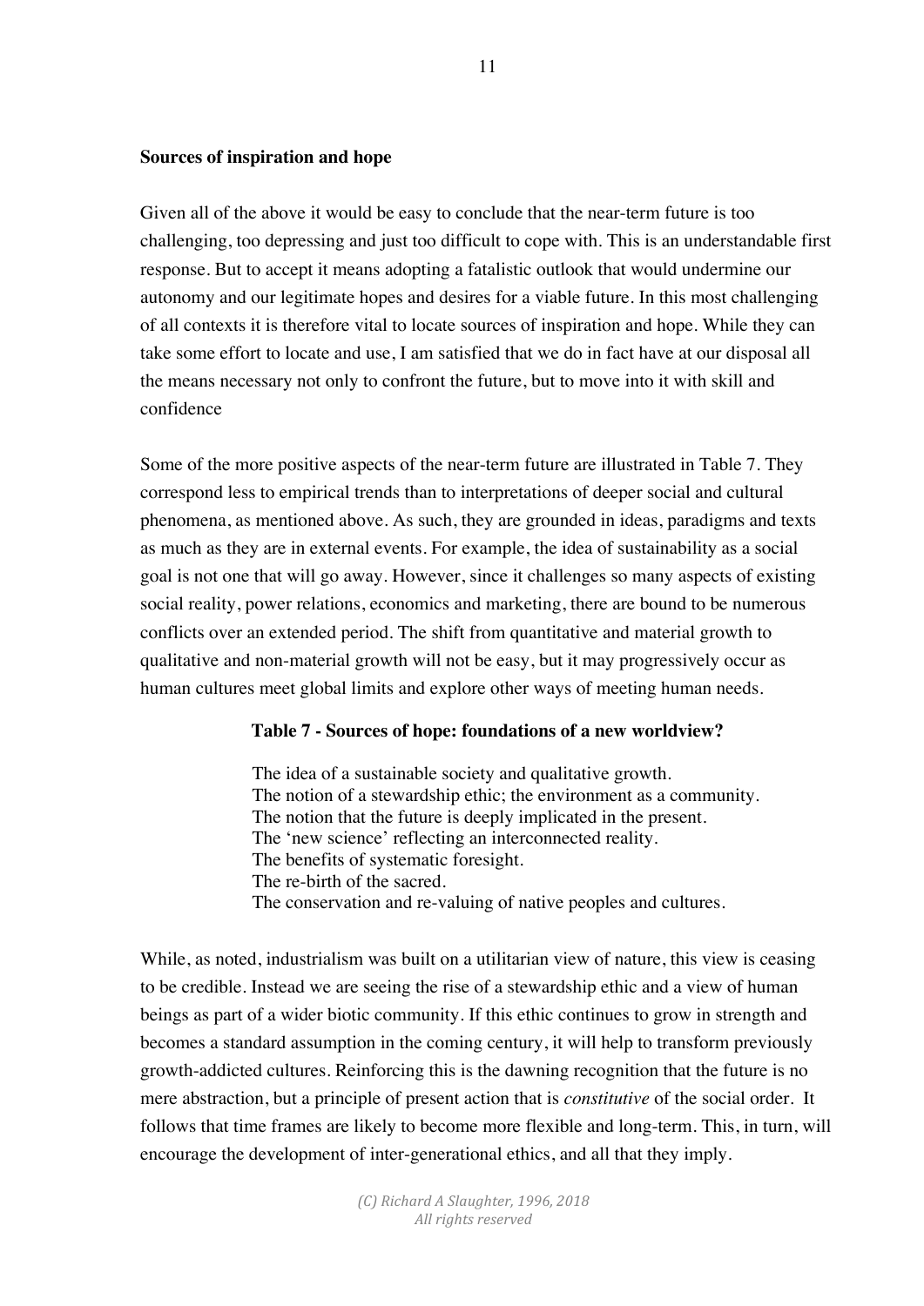**Sources of inspiration and hope**

Given all of the above it would be easy to conclude that the near-term future is too challenging, too depressing and just too difficult to cope with. This is an understandable first response. But to accept it means adopting a fatalistic outlook that would undermine our autonomy and our legitimate hopes and desires for a viable future. In this most challenging of all contexts it is therefore vital to locate sources of inspiration and hope. While they can take some effort to locate and use, I am satisfied that we do in fact have at our disposal all the means necessary not only to confront the future, but to move into it with skill and confidence

Some of the more positive aspects of the near-term future are illustrated in Table 7. They correspond less to empirical trends than to interpretations of deeper social and cultural phenomena, as mentioned above. As such, they are grounded in ideas, paradigms and texts as much as they are in external events. For example, the idea of sustainability as a social goal is not one that will go away. However, since it challenges so many aspects of existing social reality, power relations, economics and marketing, there are bound to be numerous conflicts over an extended period. The shift from quantitative and material growth to qualitative and non-material growth will not be easy, but it may progressively occur as human cultures meet global limits and explore other ways of meeting human needs.

**Table 7 - Sources of hope: foundations of a new worldview?**

The idea of a sustainable society and qualitative growth.
The notion of a stewardship ethic; the environment as a community.
The notion that the future is deeply implicated in the present.
The 'new science' reflecting an interconnected reality.
The benefits of systematic foresight.
The re-birth of the sacred.
The conservation and re-valuing of native peoples and cultures.

While, as noted, industrialism was built on a utilitarian view of nature, this view is ceasing to be credible. Instead we are seeing the rise of a stewardship ethic and a view of human beings as part of a wider biotic community. If this ethic continues to grow in strength and becomes a standard assumption in the coming century, it will help to transform previously growth-addicted cultures. Reinforcing this is the dawning recognition that the future is no mere abstraction, but a principle of present action that is *constitutive* of the social order. It follows that time frames are likely to become more flexible and long-term. This, in turn, will encourage the development of inter-generational ethics, and all that they imply.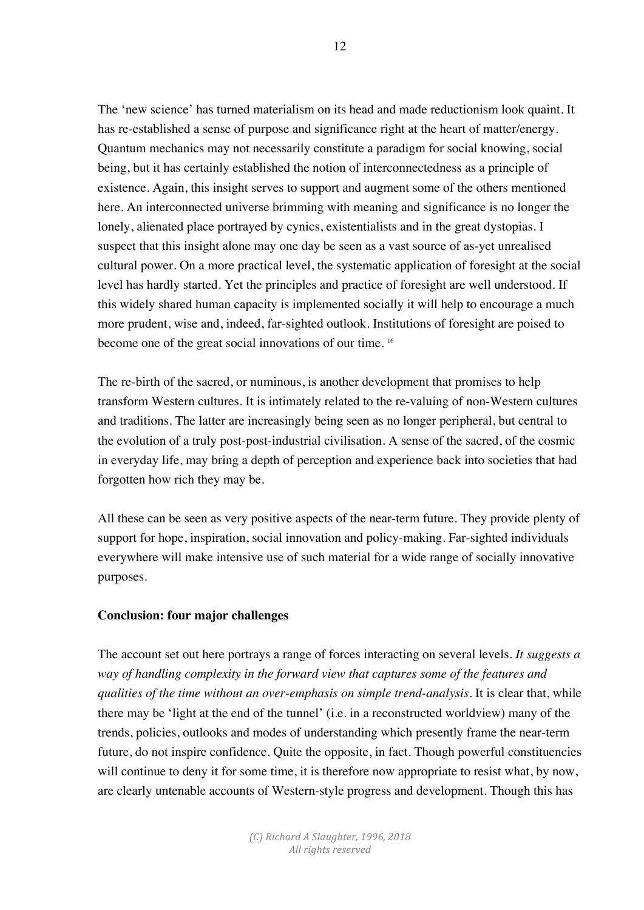The 'new science' has turned materialism on its head and made reductionism look quaint. It has re-established a sense of purpose and significance right at the heart of matter/energy. Quantum mechanics may not necessarily constitute a paradigm for social knowing, social being, but it has certainly established the notion of interconnectedness as a principle of existence. Again, this insight serves to support and augment some of the others mentioned here. An interconnected universe brimming with meaning and significance is no longer the lonely, alienated place portrayed by cynics, existentialists and in the great dystopias. I suspect that this insight alone may one day be seen as a vast source of as-yet unrealised cultural power. On a more practical level, the systematic application of foresight at the social level has hardly started. Yet the principles and practice of foresight are well understood. If this widely shared human capacity is implemented socially it will help to encourage a much more prudent, wise and, indeed, far-sighted outlook. Institutions of foresight are poised to become one of the great social innovations of our time. [16]

The re-birth of the sacred, or numinous, is another development that promises to help transform Western cultures. It is intimately related to the re-valuing of non-Western cultures and traditions. The latter are increasingly being seen as no longer peripheral, but central to the evolution of a truly post-post-industrial civilisation. A sense of the sacred, of the cosmic in everyday life, may bring a depth of perception and experience back into societies that had forgotten how rich they may be.

All these can be seen as very positive aspects of the near-term future. They provide plenty of support for hope, inspiration, social innovation and policy-making. Far-sighted individuals everywhere will make intensive use of such material for a wide range of socially innovative purposes.

**Conclusion: four major challenges**

The account set out here portrays a range of forces interacting on several levels. *It suggests a way of handling complexity in the forward view that captures some of the features and qualities of the time without an over-emphasis on simple trend-analysis.* It is clear that, while there may be 'light at the end of the tunnel' (i.e. in a reconstructed worldview) many of the trends, policies, outlooks and modes of understanding which presently frame the near-term future, do not inspire confidence. Quite the opposite, in fact. Though powerful constituencies will continue to deny it for some time, it is therefore now appropriate to resist what, by now, are clearly untenable accounts of Western-style progress and development. Though this has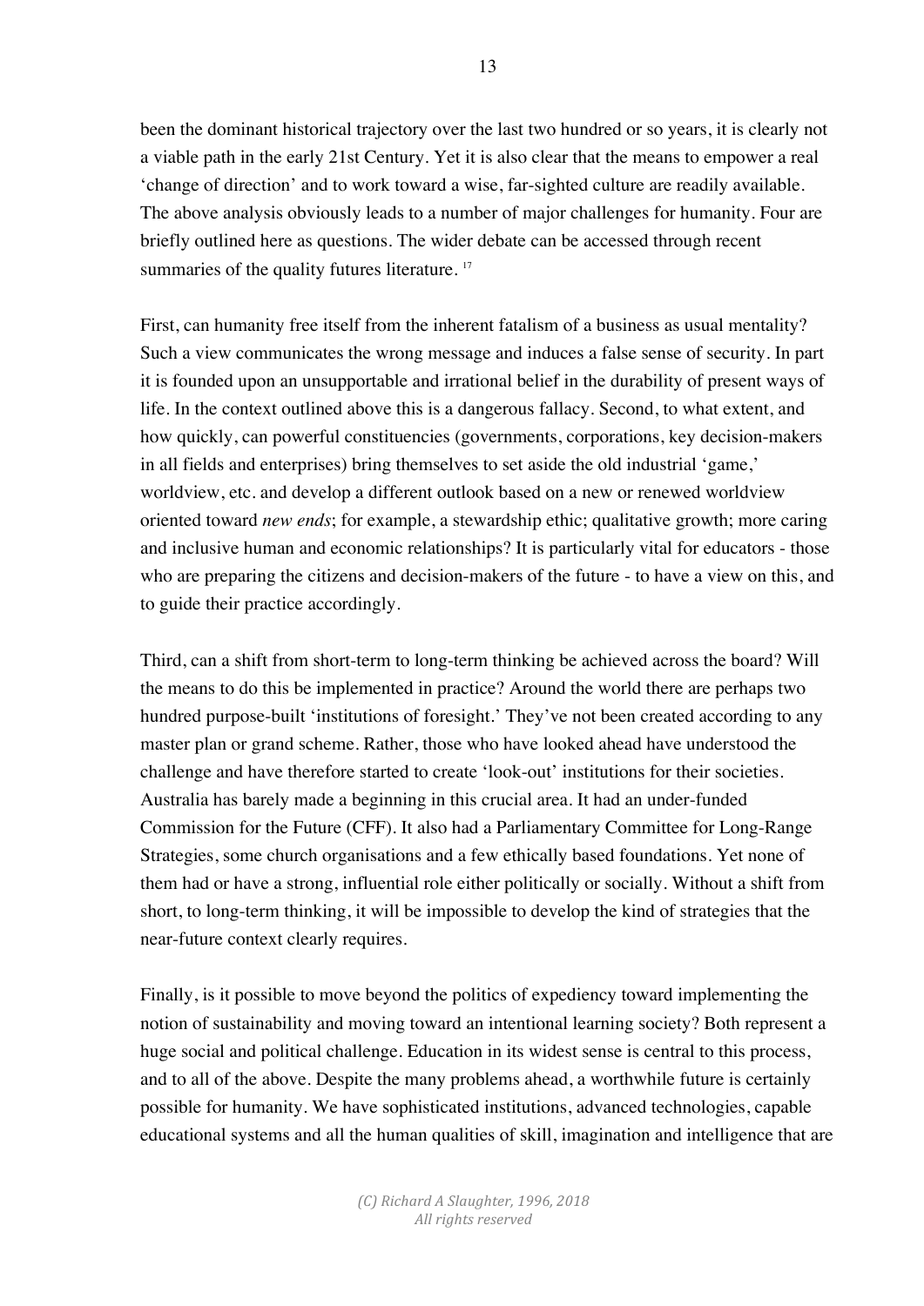been the dominant historical trajectory over the last two hundred or so years, it is clearly not a viable path in the early 21st Century. Yet it is also clear that the means to empower a real 'change of direction' and to work toward a wise, far-sighted culture are readily available. The above analysis obviously leads to a number of major challenges for humanity. Four are briefly outlined here as questions. The wider debate can be accessed through recent summaries of the quality futures literature. [17]

First, can humanity free itself from the inherent fatalism of a business as usual mentality? Such a view communicates the wrong message and induces a false sense of security. In part it is founded upon an unsupportable and irrational belief in the durability of present ways of life. In the context outlined above this is a dangerous fallacy. Second, to what extent, and how quickly, can powerful constituencies (governments, corporations, key decision-makers in all fields and enterprises) bring themselves to set aside the old industrial 'game,' worldview, etc. and develop a different outlook based on a new or renewed worldview oriented toward *new ends*; for example, a stewardship ethic; qualitative growth; more caring and inclusive human and economic relationships? It is particularly vital for educators - those who are preparing the citizens and decision-makers of the future - to have a view on this, and to guide their practice accordingly.

Third, can a shift from short-term to long-term thinking be achieved across the board? Will the means to do this be implemented in practice? Around the world there are perhaps two hundred purpose-built 'institutions of foresight.' They've not been created according to any master plan or grand scheme. Rather, those who have looked ahead have understood the challenge and have therefore started to create 'look-out' institutions for their societies. Australia has barely made a beginning in this crucial area. It had an under-funded Commission for the Future (CFF). It also had a Parliamentary Committee for Long-Range Strategies, some church organisations and a few ethically based foundations. Yet none of them had or have a strong, influential role either politically or socially. Without a shift from short, to long-term thinking, it will be impossible to develop the kind of strategies that the near-future context clearly requires.

Finally, is it possible to move beyond the politics of expediency toward implementing the notion of sustainability and moving toward an intentional learning society? Both represent a huge social and political challenge. Education in its widest sense is central to this process, and to all of the above. Despite the many problems ahead, a worthwhile future is certainly possible for humanity. We have sophisticated institutions, advanced technologies, capable educational systems and all the human qualities of skill, imagination and intelligence that are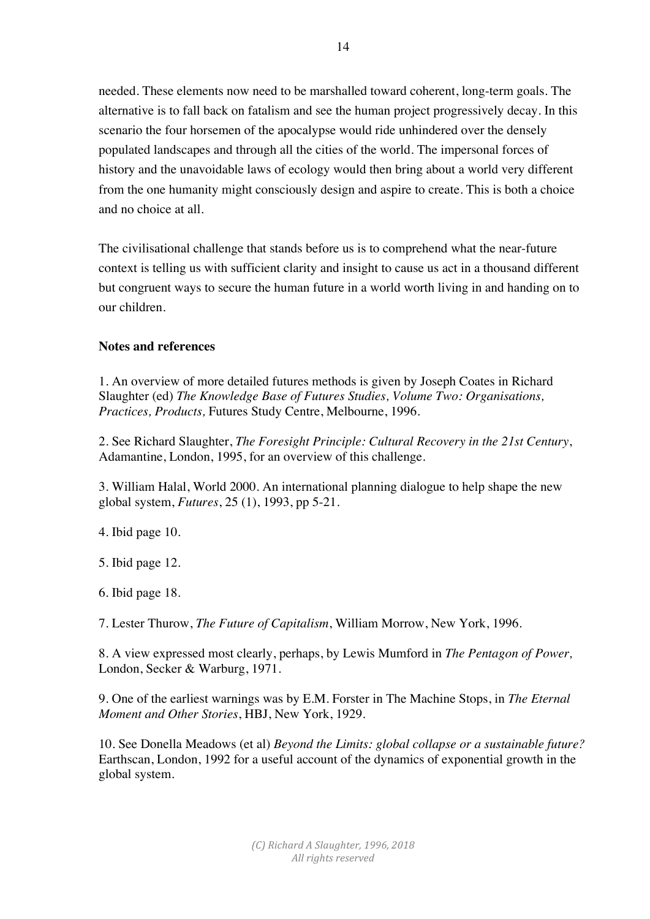needed. These elements now need to be marshalled toward coherent, long-term goals. The alternative is to fall back on fatalism and see the human project progressively decay. In this scenario the four horsemen of the apocalypse would ride unhindered over the densely populated landscapes and through all the cities of the world. The impersonal forces of history and the unavoidable laws of ecology would then bring about a world very different from the one humanity might consciously design and aspire to create. This is both a choice and no choice at all.

The civilisational challenge that stands before us is to comprehend what the near-future context is telling us with sufficient clarity and insight to cause us act in a thousand different but congruent ways to secure the human future in a world worth living in and handing on to our children.

**Notes and references**

1. An overview of more detailed futures methods is given by Joseph Coates in Richard Slaughter (ed) *The Knowledge Base of Futures Studies, Volume Two: Organisations, Practices, Products,* Futures Study Centre, Melbourne, 1996.

2. See Richard Slaughter, *The Foresight Principle: Cultural Recovery in the 21st Century*, Adamantine, London, 1995, for an overview of this challenge.

3. William Halal, World 2000. An international planning dialogue to help shape the new global system, *Futures*, 25 (1), 1993, pp 5-21.

4. Ibid page 10.

5. Ibid page 12.

6. Ibid page 18.

7. Lester Thurow, *The Future of Capitalism*, William Morrow, New York, 1996.

8. A view expressed most clearly, perhaps, by Lewis Mumford in *The Pentagon of Power,* London, Secker & Warburg, 1971.

9. One of the earliest warnings was by E.M. Forster in The Machine Stops, in *The Eternal Moment and Other Stories*, HBJ, New York, 1929.

10. See Donella Meadows (et al) *Beyond the Limits: global collapse or a sustainable future?* Earthscan, London, 1992 for a useful account of the dynamics of exponential growth in the global system.

*(C) Richard A Slaughter, 1996, 2018*
*All rights reserved*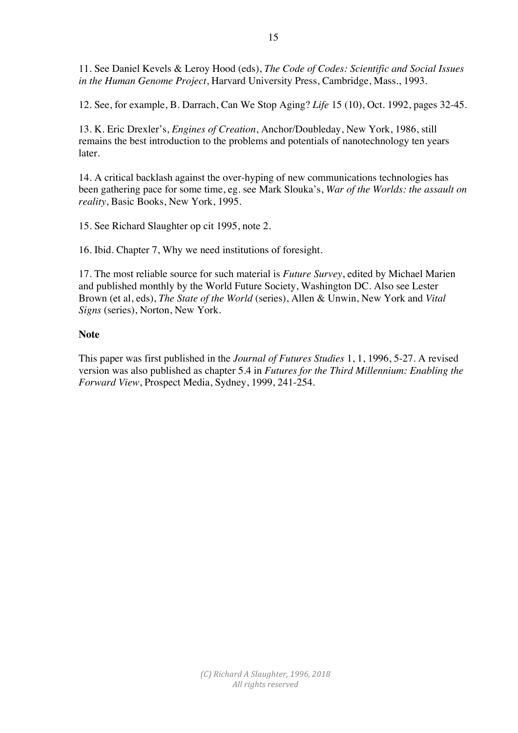11. See Daniel Kevels & Leroy Hood (eds), *The Code of Codes: Scientific and Social Issues in the Human Genome Project*, Harvard University Press, Cambridge, Mass., 1993.

12. See, for example, B. Darrach, Can We Stop Aging? *Life* 15 (10), Oct. 1992, pages 32-45.

13. K. Eric Drexler's, *Engines of Creation*, Anchor/Doubleday, New York, 1986, still remains the best introduction to the problems and potentials of nanotechnology ten years later.

14. A critical backlash against the over-hyping of new communications technologies has been gathering pace for some time, eg. see Mark Slouka's, *War of the Worlds: the assault on reality*, Basic Books, New York, 1995.

15. See Richard Slaughter op cit 1995, note 2.

16. Ibid. Chapter 7, Why we need institutions of foresight.

17. The most reliable source for such material is *Future Survey*, edited by Michael Marien and published monthly by the World Future Society, Washington DC. Also see Lester Brown (et al, eds), *The State of the World* (series), Allen & Unwin, New York and *Vital Signs* (series), Norton, New York.

**Note**

This paper was first published in the *Journal of Futures Studies* 1, 1, 1996, 5-27. A revised version was also published as chapter 5.4 in *Futures for the Third Millennium: Enabling the Forward View*, Prospect Media, Sydney, 1999, 241-254.

*(C) Richard A Slaughter, 1996, 2018*
*All rights reserved*